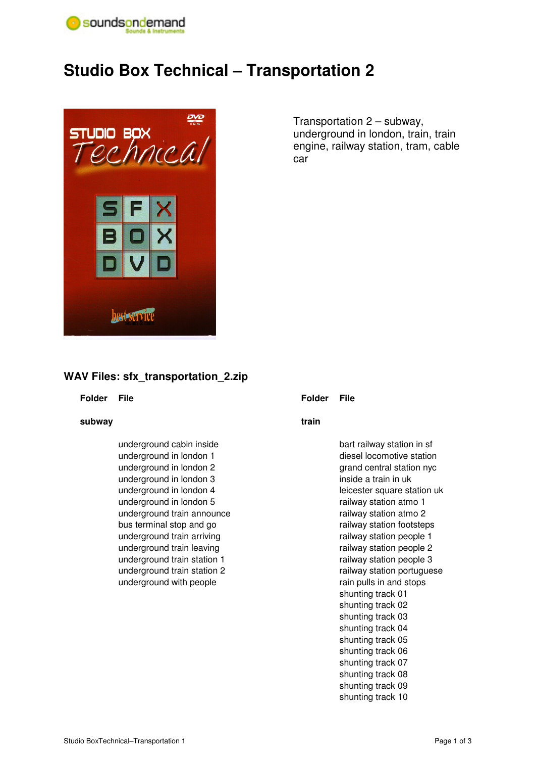soundsondemand
Sounds & Instruments

# Studio Box Technical – Transportation 2

Transportation 2 – subway, underground in london, train, train engine, railway station, tram, cable car

## WAV Files: sfx_transportation_2.zip

| Folder | File |
|---|---|
| **subway** | |
| | underground cabin inside |
| | underground in london 1 |
| | underground in london 2 |
| | underground in london 3 |
| | underground in london 4 |
| | underground in london 5 |
| | underground train announce |
| | bus terminal stop and go |
| | underground train arriving |
| | underground train leaving |
| | underground train station 1 |
| | underground train station 2 |
| | underground with people |

| Folder | File |
|---|---|
| **train** | |
| | bart railway station in sf |
| | diesel locomotive station |
| | grand central station nyc |
| | inside a train in uk |
| | leicester square station uk |
| | railway station atmo 1 |
| | railway station atmo 2 |
| | railway station footsteps |
| | railway station people 1 |
| | railway station people 2 |
| | railway station people 3 |
| | railway station portuguese |
| | rain pulls in and stops |
| | shunting track 01 |
| | shunting track 02 |
| | shunting track 03 |
| | shunting track 04 |
| | shunting track 05 |
| | shunting track 06 |
| | shunting track 07 |
| | shunting track 08 |
| | shunting track 09 |
| | shunting track 10 |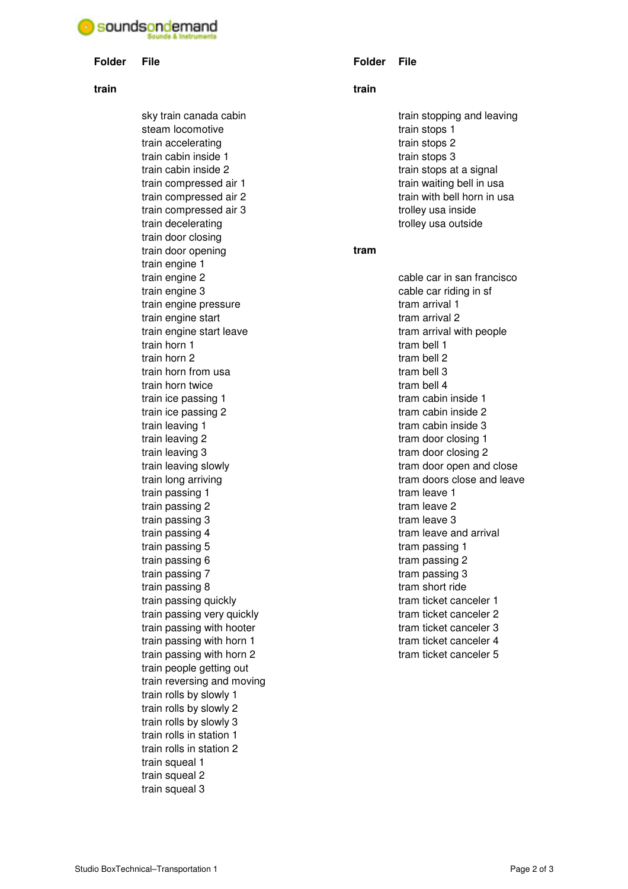| Folder | File |
|---|---|
| **train** | |
| | sky train canada cabin |
| | steam locomotive |
| | train accelerating |
| | train cabin inside 1 |
| | train cabin inside 2 |
| | train compressed air 1 |
| | train compressed air 2 |
| | train compressed air 3 |
| | train decelerating |
| | train door closing |
| | train door opening |
| | train engine 1 |
| | train engine 2 |
| | train engine 3 |
| | train engine pressure |
| | train engine start |
| | train engine start leave |
| | train horn 1 |
| | train horn 2 |
| | train horn from usa |
| | train horn twice |
| | train ice passing 1 |
| | train ice passing 2 |
| | train leaving 1 |
| | train leaving 2 |
| | train leaving 3 |
| | train leaving slowly |
| | train long arriving |
| | train passing 1 |
| | train passing 2 |
| | train passing 3 |
| | train passing 4 |
| | train passing 5 |
| | train passing 6 |
| | train passing 7 |
| | train passing 8 |
| | train passing quickly |
| | train passing very quickly |
| | train passing with hooter |
| | train passing with horn 1 |
| | train passing with horn 2 |
| | train people getting out |
| | train reversing and moving |
| | train rolls by slowly 1 |
| | train rolls by slowly 2 |
| | train rolls by slowly 3 |
| | train rolls in station 1 |
| | train rolls in station 2 |
| | train squeal 1 |
| | train squeal 2 |
| | train squeal 3 |

| Folder | File |
|---|---|
| **train** | |
| | train stopping and leaving |
| | train stops 1 |
| | train stops 2 |
| | train stops 3 |
| | train stops at a signal |
| | train waiting bell in usa |
| | train with bell horn in usa |
| | trolley usa inside |
| | trolley usa outside |
| **tram** | |
| | cable car in san francisco |
| | cable car riding in sf |
| | tram arrival 1 |
| | tram arrival 2 |
| | tram arrival with people |
| | tram bell 1 |
| | tram bell 2 |
| | tram bell 3 |
| | tram bell 4 |
| | tram cabin inside 1 |
| | tram cabin inside 2 |
| | tram cabin inside 3 |
| | tram door closing 1 |
| | tram door closing 2 |
| | tram door open and close |
| | tram doors close and leave |
| | tram leave 1 |
| | tram leave 2 |
| | tram leave 3 |
| | tram leave and arrival |
| | tram passing 1 |
| | tram passing 2 |
| | tram passing 3 |
| | tram short ride |
| | tram ticket canceler 1 |
| | tram ticket canceler 2 |
| | tram ticket canceler 3 |
| | tram ticket canceler 4 |
| | tram ticket canceler 5 |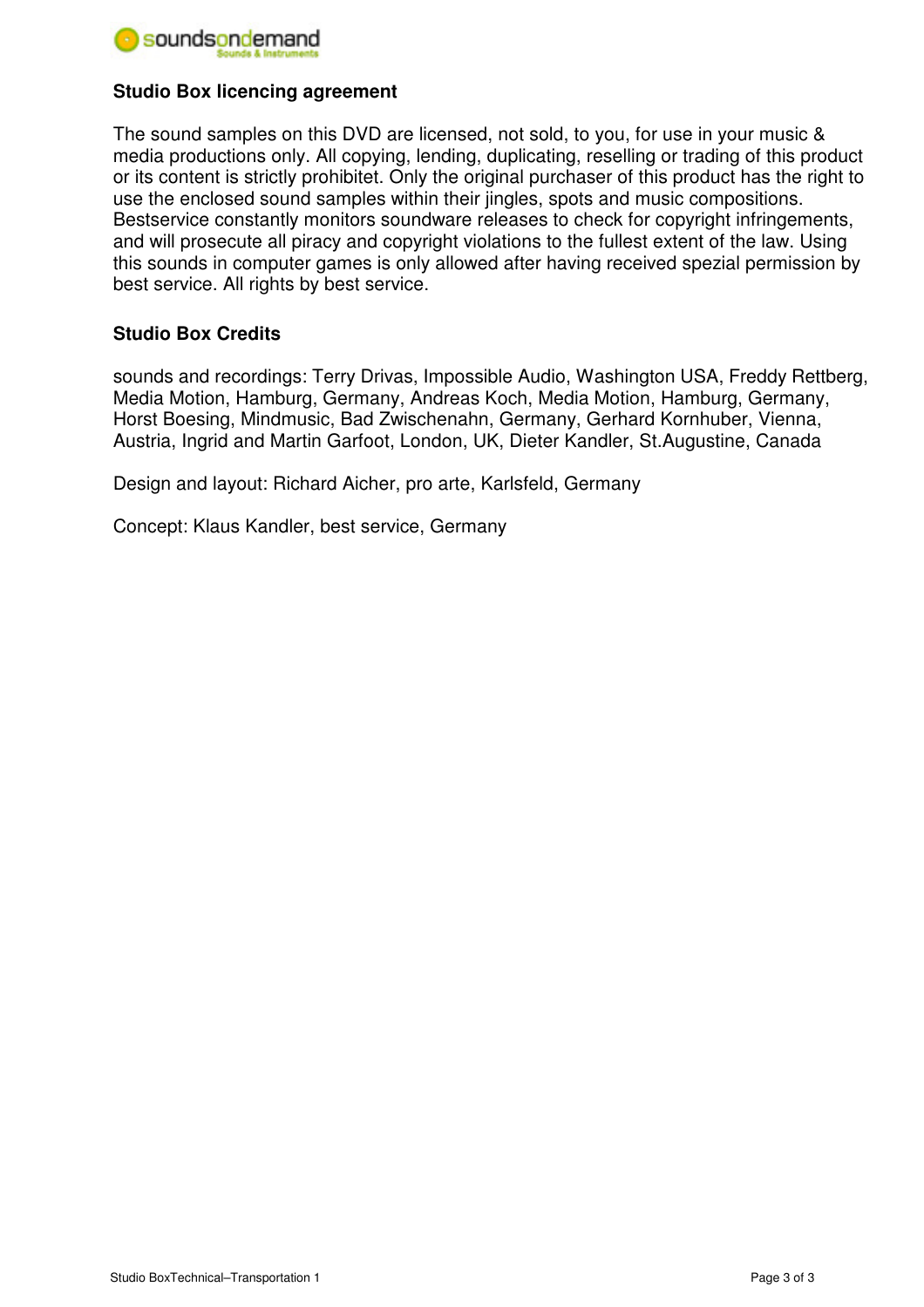## Studio Box licencing agreement

The sound samples on this DVD are licensed, not sold, to you, for use in your music & media productions only. All copying, lending, duplicating, reselling or trading of this product or its content is strictly prohibitet. Only the original purchaser of this product has the right to use the enclosed sound samples within their jingles, spots and music compositions. Bestservice constantly monitors soundware releases to check for copyright infringements, and will prosecute all piracy and copyright violations to the fullest extent of the law. Using this sounds in computer games is only allowed after having received spezial permission by best service. All rights by best service.

## Studio Box Credits

sounds and recordings: Terry Drivas, Impossible Audio, Washington USA, Freddy Rettberg, Media Motion, Hamburg, Germany, Andreas Koch, Media Motion, Hamburg, Germany, Horst Boesing, Mindmusic, Bad Zwischenahn, Germany, Gerhard Kornhuber, Vienna, Austria, Ingrid and Martin Garfoot, London, UK, Dieter Kandler, St.Augustine, Canada

Design and layout: Richard Aicher, pro arte, Karlsfeld, Germany

Concept: Klaus Kandler, best service, Germany